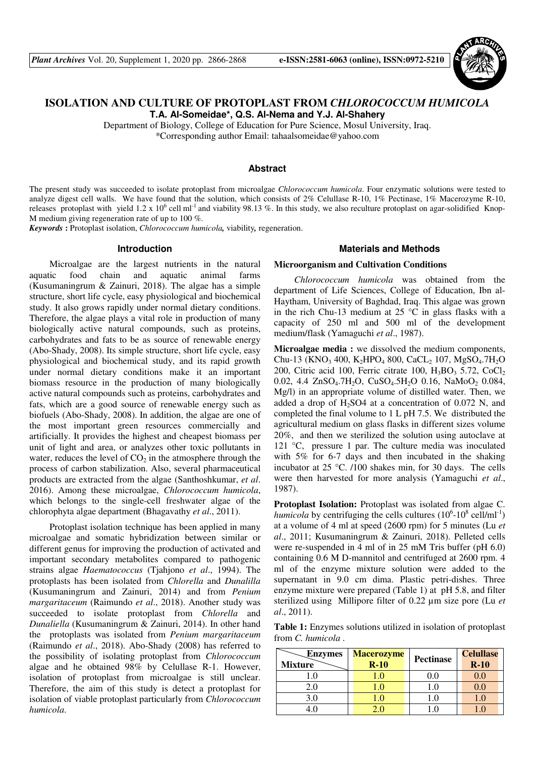# ISOLATION AND CULTURE OF PROTOPLAST FROM *CHLOROCOCCUM HUMICOLA*

**T.A. Al-Someidae\*, Q.S. Al-Nema and Y.J. Al-Shahery**

Department of Biology, College of Education for Pure Science, Mosul University, Iraq.

\*Corresponding author Email: tahaalsomeidae@yahoo.com

## Abstract

The present study was succeeded to isolate protoplast from microalgae *Chlorococcum humicola*. Four enzymatic solutions were tested to analyze digest cell walls. We have found that the solution, which consists of 2% Celullase R-10, 1% Pectinase, 1% Macerozyme R-10, releases protoplast with yield $1.2 \times 10^6$ cell $ml^{-1}$ and viability 98.13 %. In this study, we also reculture protoplast on agar-solidified Knop-M medium giving regeneration rate of up to 100 %.

***Keywords*** **:** Protoplast isolation, *Chlorococcum humicola,* viability*,* regeneration.

## Introduction

Microalgae are the largest nutrients in the natural aquatic food chain and aquatic animal farms (Kusumaningrum & Zainuri, 2018). The algae has a simple structure, short life cycle, easy physiological and biochemical study. It also grows rapidly under normal dietary conditions. Therefore, the algae plays a vital role in production of many biologically active natural compounds, such as proteins, carbohydrates and fats to be as source of renewable energy (Abo-Shady, 2008). Its simple structure, short life cycle, easy physiological and biochemical study, and its rapid growth under normal dietary conditions make it an important biomass resource in the production of many biologically active natural compounds such as proteins, carbohydrates and fats, which are a good source of renewable energy such as biofuels (Abo-Shady, 2008). In addition, the algae are one of the most important green resources commercially and artificially. It provides the highest and cheapest biomass per unit of light and area, or analyzes other toxic pollutants in water, reduces the level of $CO_2$ in the atmosphere through the process of carbon stabilization. Also, several pharmaceutical products are extracted from the algae (Santhoshkumar, *et al*. 2016). Among these microalgae, *Chlorococcum humicola*, which belongs to the single-cell freshwater algae of the chlorophyta algae department (Bhagavathy *et al*., 2011).

Protoplast isolation technique has been applied in many microalgae and somatic hybridization between similar or different genus for improving the production of activated and important secondary metabolites compared to pathogenic strains algae *Haematococcus* (Tjahjono *et al*., 1994). The protoplasts has been isolated from *Chlorella* and *Dunalilla* (Kusumaningrum and Zainuri, 2014) and from *Penium margaritaceum* (Raimundo *et al*., 2018). Another study was succeeded to isolate protoplast from *Chlorella* and *Dunaliella* (Kusumaningrum & Zainuri, 2014). In other hand the protoplasts was isolated from *Penium margaritaceum* (Raimundo *et al*., 2018). Abo-Shady (2008) has referred to the possibility of isolating protoplast from *Chlorococcum* algae and he obtained 98% by Celullase R-1. However, isolation of protoplast from microalgae is still unclear. Therefore, the aim of this study is detect a protoplast for isolation of viable protoplast particularly from *Chlorococcum humicola*.

## Materials and Methods

### Microorganism and Cultivation Conditions

*Chlorococcum humicola* was obtained from the department of Life Sciences, College of Education, Ibn al-Haytham, University of Baghdad, Iraq. This algae was grown in the rich Chu-13 medium at 25 °C in glass flasks with a capacity of 250 ml and 500 ml of the development medium/flask (Yamaguchi *et al*., 1987).

**Microalgae media :** we dissolved the medium components, Chu-13 ($KNO_3$ 400, $K_2HPO_4$ 800, $CaCL_2$ 107, $MgSO_4.7H_2O$ 200, Citric acid 100, Ferric citrate 100, $H_3BO_3$ 5.72, $CoCl_2$ 0.02, 4.4 $ZnSO_4.7H_2O$, $CuSO_4.5H_2O$ 0.16, $NaMoO_2$ 0.084, Mg/l) in an appropriate volume of distilled water. Then, we added a drop of $H_2SO4$ at a concentration of 0.072 N, and completed the final volume to 1 L pH 7.5. We distributed the agricultural medium on glass flasks in different sizes volume 20%, and then we sterilized the solution using autoclave at 121 °C, pressure 1 par. The culture media was inoculated with 5% for 6-7 days and then incubated in the shaking incubator at 25 °C. /100 shakes min, for 30 days. The cells were then harvested for more analysis (Yamaguchi *et al*., 1987).

**Protoplast Isolation:** Protoplast was isolated from algae C. *humicola* by centrifuging the cells cultures ($10^6$-$10^8$ cell/$ml^{-1}$) at a volume of 4 ml at speed (2600 rpm) for 5 minutes (Lu *et al*., 2011; Kusumaningrum & Zainuri, 2018). Pelleted cells were re-suspended in 4 ml of in 25 mM Tris buffer (pH 6.0) containing 0.6 M D-mannitol and centrifuged at 2600 rpm. 4 ml of the enzyme mixture solution were added to the supernatant in 9.0 cm dima. Plastic petri-dishes. Three enzyme mixture were prepared (Table 1) at pH 5.8, and filter sterilized using Millipore filter of 0.22 µm size pore (Lu *et al*., 2011).

**Table 1:** Enzymes solutions utilized in isolation of protoplast from *C. humicola* .

| Enzymes / Mixture | Macerozyme R-10 | Pectinase | Celullase R-10 |
|---|---|---|---|
| 1.0 | 1.0 | 0.0 | 0.0 |
| 2.0 | 1.0 | 1.0 | 0.0 |
| 3.0 | 1.0 | 1.0 | 1.0 |
| 4.0 | 2.0 | 1.0 | 1.0 |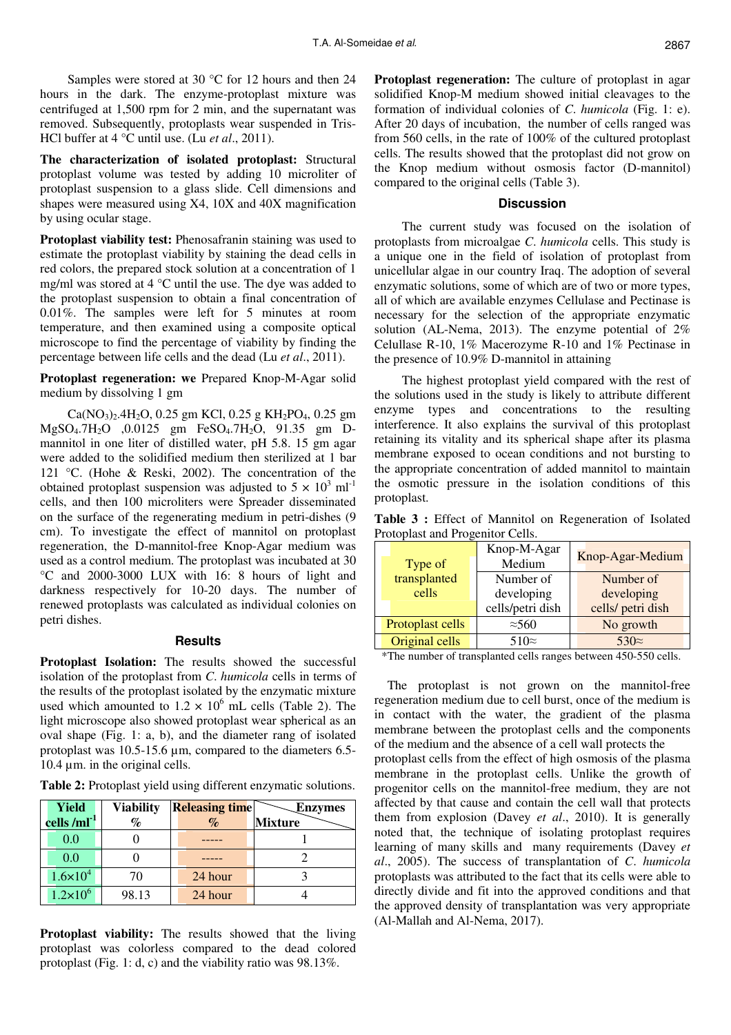Samples were stored at 30 °C for 12 hours and then 24 hours in the dark. The enzyme-protoplast mixture was centrifuged at 1,500 rpm for 2 min, and the supernatant was removed. Subsequently, protoplasts wear suspended in Tris-HCl buffer at 4 °C until use. (Lu *et al*., 2011).

**The characterization of isolated protoplast:** Structural protoplast volume was tested by adding 10 microliter of protoplast suspension to a glass slide. Cell dimensions and shapes were measured using X4, 10X and 40X magnification by using ocular stage.

**Protoplast viability test:** Phenosafranin staining was used to estimate the protoplast viability by staining the dead cells in red colors, the prepared stock solution at a concentration of 1 mg/ml was stored at 4 °C until the use. The dye was added to the protoplast suspension to obtain a final concentration of 0.01%. The samples were left for 5 minutes at room temperature, and then examined using a composite optical microscope to find the percentage of viability by finding the percentage between life cells and the dead (Lu *et al*., 2011).

**Protoplast regeneration: we** Prepared Knop-M-Agar solid medium by dissolving 1 gm

$Ca(NO_3)_2.4H_2O$, 0.25 gm KCl, 0.25 g $KH_2PO_4$, 0.25 gm $MgSO_4.7H_2O$ ,0.0125 gm $FeSO_4.7H_2O$, 91.35 gm D-mannitol in one liter of distilled water, pH 5.8. 15 gm agar were added to the solidified medium then sterilized at 1 bar 121 °C. (Hohe & Reski, 2002). The concentration of the obtained protoplast suspension was adjusted to $5 \times 10^3$ ml$^{-1}$ cells, and then 100 microliters were Spreader disseminated on the surface of the regenerating medium in petri-dishes (9 cm). To investigate the effect of mannitol on protoplast regeneration, the D-mannitol-free Knop-Agar medium was used as a control medium. The protoplast was incubated at 30 °C and 2000-3000 LUX with 16: 8 hours of light and darkness respectively for 10-20 days. The number of renewed protoplasts was calculated as individual colonies on petri dishes.

## Results

**Protoplast Isolation:** The results showed the successful isolation of the protoplast from *C. humicola* cells in terms of the results of the protoplast isolated by the enzymatic mixture used which amounted to $1.2 \times 10^6$ mL cells (Table 2). The light microscope also showed protoplast wear spherical as an oval shape (Fig. 1: a, b), and the diameter rang of isolated protoplast was 10.5-15.6 µm, compared to the diameters 6.5-10.4 µm. in the original cells.

**Table 2:** Protoplast yield using different enzymatic solutions.

| Yield cells /ml$^{-1}$ | Viability % | Releasing time % | Enzymes / Mixture |
|---|---|---|---|
| 0.0 | 0 | ----- | 1 |
| 0.0 | 0 | ----- | 2 |
| $1.6\times10^4$ | 70 | 24 hour | 3 |
| $1.2\times10^6$ | 98.13 | 24 hour | 4 |

**Protoplast viability:** The results showed that the living protoplast was colorless compared to the dead colored protoplast (Fig. 1: d, c) and the viability ratio was 98.13%.

**Protoplast regeneration:** The culture of protoplast in agar solidified Knop-M medium showed initial cleavages to the formation of individual colonies of *C. humicola* (Fig. 1: e). After 20 days of incubation, the number of cells ranged was from 560 cells, in the rate of 100% of the cultured protoplast cells. The results showed that the protoplast did not grow on the Knop medium without osmosis factor (D-mannitol) compared to the original cells (Table 3).

## Discussion

The current study was focused on the isolation of protoplasts from microalgae *C. humicola* cells. This study is a unique one in the field of isolation of protoplast from unicellular algae in our country Iraq. The adoption of several enzymatic solutions, some of which are of two or more types, all of which are available enzymes Cellulase and Pectinase is necessary for the selection of the appropriate enzymatic solution (AL-Nema, 2013). The enzyme potential of 2% Celullase R-10, 1% Macerozyme R-10 and 1% Pectinase in the presence of 10.9% D-mannitol in attaining

The highest protoplast yield compared with the rest of the solutions used in the study is likely to attribute different enzyme types and concentrations to the resulting interference. It also explains the survival of this protoplast retaining its vitality and its spherical shape after its plasma membrane exposed to ocean conditions and not bursting to the appropriate concentration of added mannitol to maintain the osmotic pressure in the isolation conditions of this protoplast.

**Table 3 :** Effect of Mannitol on Regeneration of Isolated Protoplast and Progenitor Cells.

| Type of transplanted cells | Knop-M-Agar Medium | Knop-Agar-Medium |
|---|---|---|
| | Number of developing cells/petri dish | Number of developing cells/ petri dish |
| Protoplast cells | ≈560 | No growth |
| Original cells | 510≈ | 530≈ |

*The number of transplanted cells ranges between 450-550 cells.

The protoplast is not grown on the mannitol-free regeneration medium due to cell burst, once of the medium is in contact with the water, the gradient of the plasma membrane between the protoplast cells and the components of the medium and the absence of a cell wall protects the protoplast cells from the effect of high osmosis of the plasma membrane in the protoplast cells. Unlike the growth of progenitor cells on the mannitol-free medium, they are not affected by that cause and contain the cell wall that protects them from explosion (Davey *et al*., 2010). It is generally noted that, the technique of isolating protoplast requires learning of many skills and many requirements (Davey *et al*., 2005). The success of transplantation of *C. humicola* protoplasts was attributed to the fact that its cells were able to directly divide and fit into the approved conditions and that the approved density of transplantation was very appropriate (Al-Mallah and Al-Nema, 2017).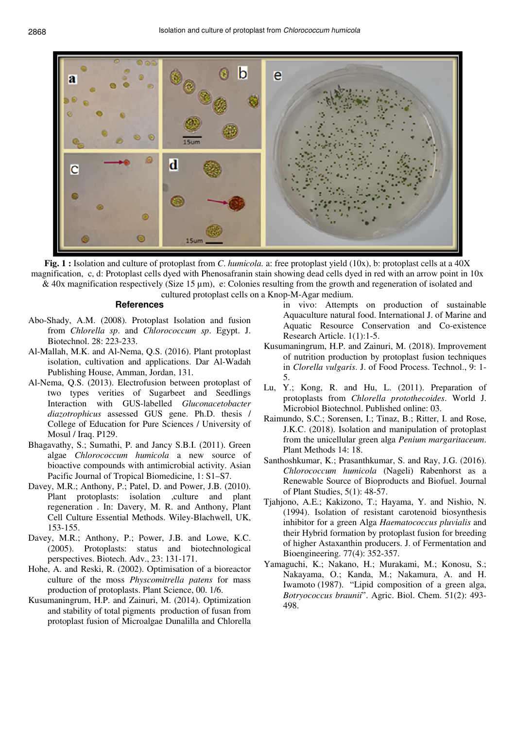**Fig. 1 :** Isolation and culture of protoplast from *C. humicola.* a: free protoplast yield (10x), b: protoplast cells at a 40X magnification, c, d: Protoplast cells dyed with Phenosafranin stain showing dead cells dyed in red with an arrow point in 10x & 40x magnification respectively (Size 15 µm), e: Colonies resulting from the growth and regeneration of isolated and cultured protoplast cells on a Knop-M-Agar medium.

## References

Abo-Shady, A.M. (2008). Protoplast Isolation and fusion from *Chlorella sp*. and *Chlorococcum sp*. Egypt. J. Biotechnol. 28: 223-233.

Al-Mallah, M.K. and Al-Nema, Q.S. (2016). Plant protoplast isolation, cultivation and applications. Dar Al-Wadah Publishing House, Amman, Jordan, 131.

Al-Nema, Q.S. (2013). Electrofusion between protoplast of two types verities of Sugarbeet and Seedlings Interaction with GUS-labelled *Gluconacetobacter diazotrophicus* assessed GUS gene. Ph.D. thesis / College of Education for Pure Sciences / University of Mosul / Iraq. P129.

Bhagavathy, S.; Sumathi, P. and Jancy S.B.I. (2011). Green algae *Chlorococcum humicola* a new source of bioactive compounds with antimicrobial activity. Asian Pacific Journal of Tropical Biomedicine, 1: S1–S7.

Davey, M.R.; Anthony, P.; Patel, D. and Power, J.B. (2010). Plant protoplasts: isolation ,culture and plant regeneration . In: Davery, M. R. and Anthony, Plant Cell Culture Essential Methods. Wiley-Blachwell, UK, 153-155.

Davey, M.R.; Anthony, P.; Power, J.B. and Lowe, K.C. (2005). Protoplasts: status and biotechnological perspectives. Biotech. Adv., 23: 131-171.

Hohe, A. and Reski, R. (2002). Optimisation of a bioreactor culture of the moss *Physcomitrella patens* for mass production of protoplasts. Plant Science, 00. 1/6.

Kusumaningrum, H.P. and Zainuri, M. (2014). Optimization and stability of total pigments production of fusan from protoplast fusion of Microalgae Dunalilla and Chlorella in vivo: Attempts on production of sustainable Aquaculture natural food. International J. of Marine and Aquatic Resource Conservation and Co-existence Research Article. 1(1):1-5.

Kusumaningrum, H.P. and Zainuri, M. (2018). Improvement of nutrition production by protoplast fusion techniques in *Clorella vulgaris*. J. of Food Process. Technol., 9: 1-5.

Lu, Y.; Kong, R. and Hu, L. (2011). Preparation of protoplasts from *Chlorella protothecoides*. World J. Microbiol Biotechnol. Published online: 03.

Raimundo, S.C.; Sorensen, I.; Tinaz, B.; Ritter, I. and Rose, J.K.C. (2018). Isolation and manipulation of protoplast from the unicellular green alga *Penium margaritaceum*. Plant Methods 14: 18.

Santhoshkumar, K.; Prasanthkumar, S. and Ray, J.G. (2016). *Chlorococcum humicola* (Nageli) Rabenhorst as a Renewable Source of Bioproducts and Biofuel. Journal of Plant Studies, 5(1): 48-57.

Tjahjono, A.E.; Kakizono, T.; Hayama, Y. and Nishio, N. (1994). Isolation of resistant carotenoid biosynthesis inhibitor for a green Alga *Haematococcus pluvialis* and their Hybrid formation by protoplast fusion for breeding of higher Astaxanthin producers. J. of Fermentation and Bioengineering. 77(4): 352-357.

Yamaguchi, K.; Nakano, H.; Murakami, M.; Konosu, S.; Nakayama, O.; Kanda, M.; Nakamura, A. and H. Iwamoto (1987). "Lipid composition of a green alga, *Botryococcus braunii*". Agric. Biol. Chem. 51(2): 493-498.